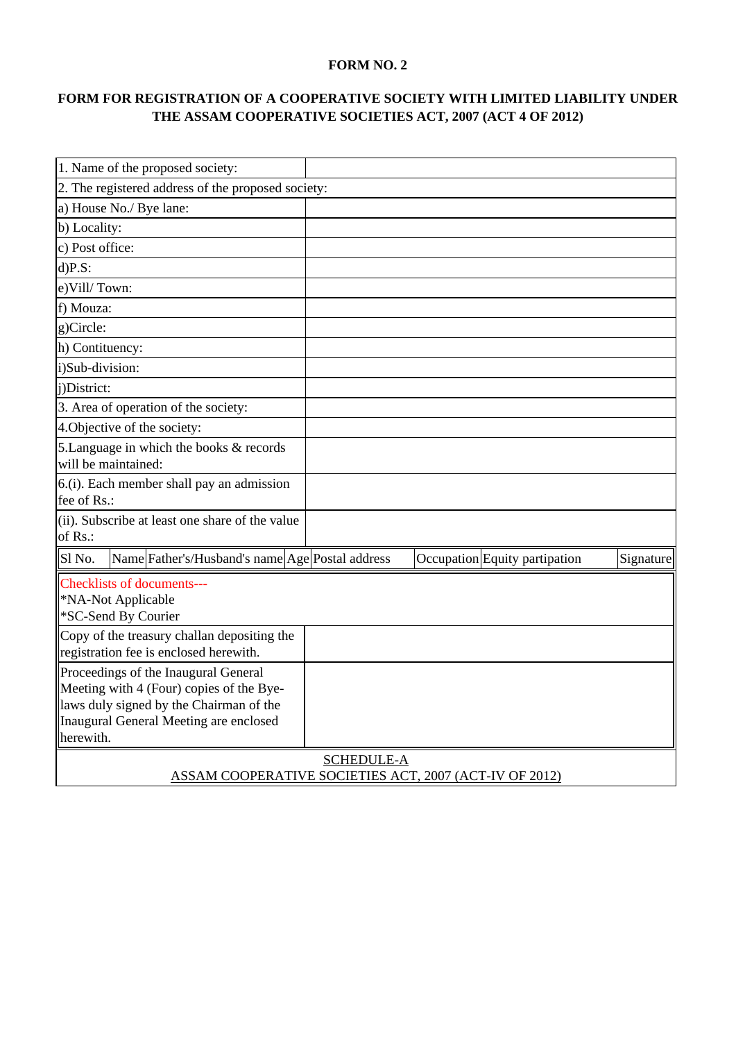**FORM NO. 2**

**FORM FOR REGISTRATION OF A COOPERATIVE SOCIETY WITH LIMITED LIABILITY UNDER THE ASSAM COOPERATIVE SOCIETIES ACT, 2007 (ACT 4 OF 2012)**

| 1. Name of the proposed society: | |
|---|---|
| 2. The registered address of the proposed society: | |
| a) House No./ Bye lane: | |
| b) Locality: | |
| c) Post office: | |
| d)P.S: | |
| e)Vill/ Town: | |
| f) Mouza: | |
| g)Circle: | |
| h) Contituency: | |
| i)Sub-division: | |
| j)District: | |
| 3. Area of operation of the society: | |
| 4.Objective of the society: | |
| 5.Language in which the books & records will be maintained: | |
| 6.(i). Each member shall pay an admission fee of Rs.: | |
| (ii). Subscribe at least one share of the value of Rs.: | |

| Sl No. | Name | Father's/Husband's name | Age | Postal address | Occupation | Equity partipation | Signature |
|---|---|---|---|---|---|---|---|

Checklists of documents---
*NA-Not Applicable
*SC-Send By Courier

| Copy of the treasury challan depositing the registration fee is enclosed herewith. | |
|---|---|
| Proceedings of the Inaugural General Meeting with 4 (Four) copies of the Bye-laws duly signed by the Chairman of the Inaugural General Meeting are enclosed herewith. | |

SCHEDULE-A

ASSAM COOPERATIVE SOCIETIES ACT, 2007 (ACT-IV OF 2012)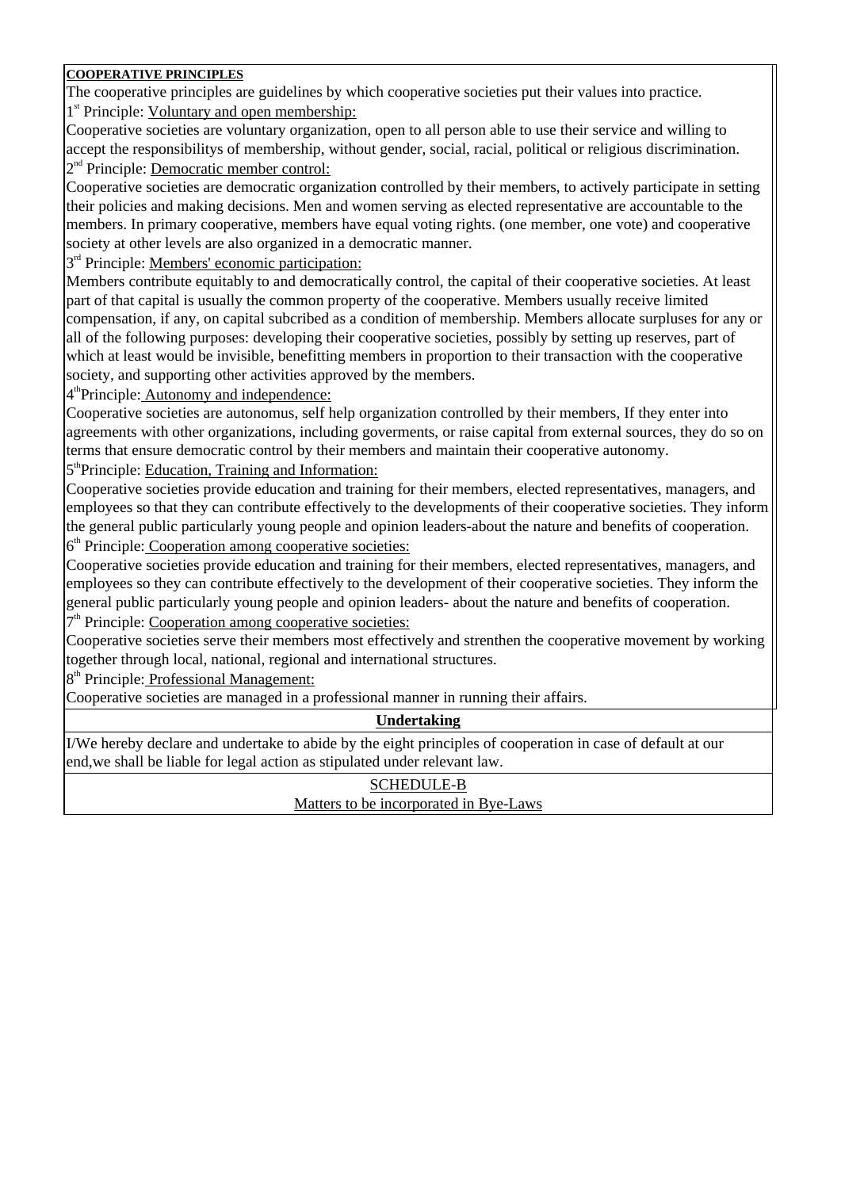**COOPERATIVE PRINCIPLES**

The cooperative principles are guidelines by which cooperative societies put their values into practice.

1[st] Principle: Voluntary and open membership:

Cooperative societies are voluntary organization, open to all person able to use their service and willing to accept the responsibilitys of membership, without gender, social, racial, political or religious discrimination.

2[nd] Principle: Democratic member control:

Cooperative societies are democratic organization controlled by their members, to actively participate in setting their policies and making decisions. Men and women serving as elected representative are accountable to the members. In primary cooperative, members have equal voting rights. (one member, one vote) and cooperative society at other levels are also organized in a democratic manner.

3[rd] Principle: Members' economic participation:

Members contribute equitably to and democratically control, the capital of their cooperative societies. At least part of that capital is usually the common property of the cooperative. Members usually receive limited compensation, if any, on capital subcribed as a condition of membership. Members allocate surpluses for any or all of the following purposes: developing their cooperative societies, possibly by setting up reserves, part of which at least would be invisible, benefitting members in proportion to their transaction with the cooperative society, and supporting other activities approved by the members.

4[th]Principle: Autonomy and independence:

Cooperative societies are autonomus, self help organization controlled by their members, If they enter into agreements with other organizations, including goverments, or raise capital from external sources, they do so on terms that ensure democratic control by their members and maintain their cooperative autonomy.

5[th]Principle: Education, Training and Information:

Cooperative societies provide education and training for their members, elected representatives, managers, and employees so that they can contribute effectively to the developments of their cooperative societies. They inform the general public particularly young people and opinion leaders-about the nature and benefits of cooperation.

6[th] Principle: Cooperation among cooperative societies:

Cooperative societies provide education and training for their members, elected representatives, managers, and employees so they can contribute effectively to the development of their cooperative societies. They inform the general public particularly young people and opinion leaders- about the nature and benefits of cooperation.

7[th] Principle: Cooperation among cooperative societies:

Cooperative societies serve their members most effectively and strenthen the cooperative movement by working together through local, national, regional and international structures.

8[th] Principle: Professional Management:

Cooperative societies are managed in a professional manner in running their affairs.

**Undertaking**

I/We hereby declare and undertake to abide by the eight principles of cooperation in case of default at our end,we shall be liable for legal action as stipulated under relevant law.

SCHEDULE-B

Matters to be incorporated in Bye-Laws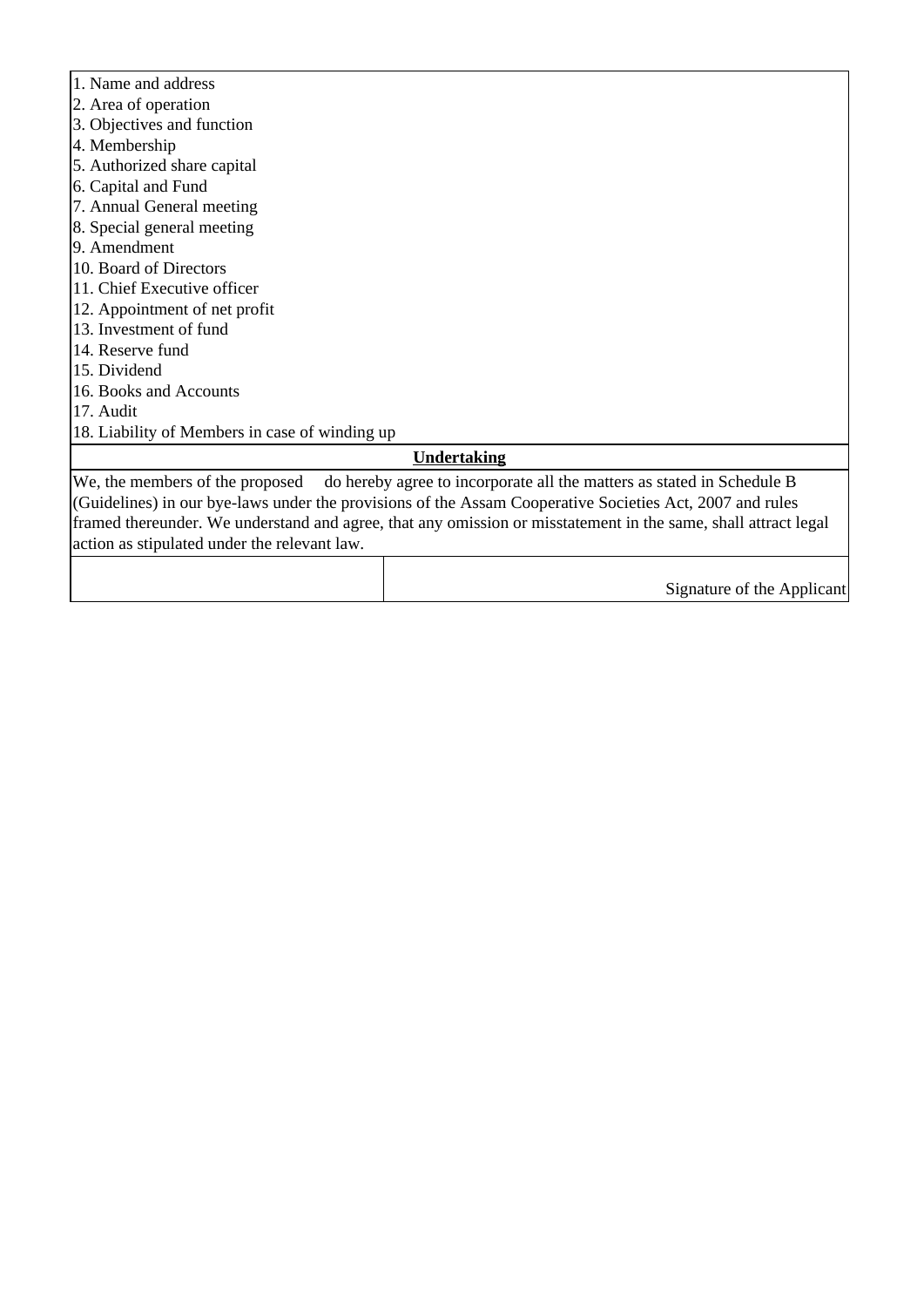1. Name and address
2. Area of operation
3. Objectives and function
4. Membership
5. Authorized share capital
6. Capital and Fund
7. Annual General meeting
8. Special general meeting
9. Amendment
10. Board of Directors
11. Chief Executive officer
12. Appointment of net profit
13. Investment of fund
14. Reserve fund
15. Dividend
16. Books and Accounts
17. Audit
18. Liability of Members in case of winding up

**Undertaking**

We, the members of the proposed do hereby agree to incorporate all the matters as stated in Schedule B (Guidelines) in our bye-laws under the provisions of the Assam Cooperative Societies Act, 2007 and rules framed thereunder. We understand and agree, that any omission or misstatement in the same, shall attract legal action as stipulated under the relevant law.

| | |
|---|---|
| | Signature of the Applicant |